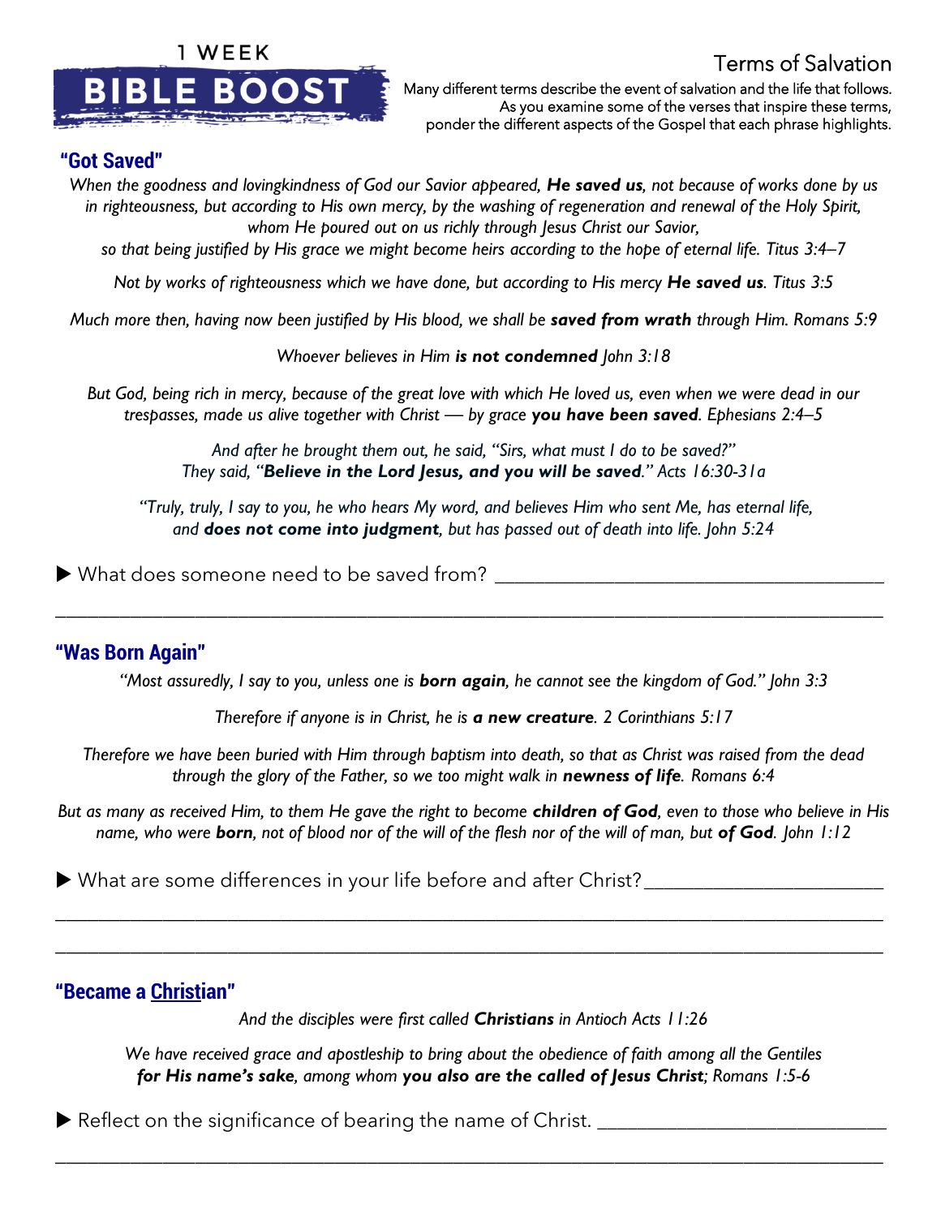1 WEEK

**BIBLE BOOST**

# Terms of Salvation

Many different terms describe the event of salvation and the life that follows. As you examine some of the verses that inspire these terms, ponder the different aspects of the Gospel that each phrase highlights.

## "Got Saved"

*When the goodness and lovingkindness of God our Savior appeared,* ***He saved us****, not because of works done by us in righteousness, but according to His own mercy, by the washing of regeneration and renewal of the Holy Spirit, whom He poured out on us richly through Jesus Christ our Savior, so that being justified by His grace we might become heirs according to the hope of eternal life. Titus 3:4–7*

*Not by works of righteousness which we have done, but according to His mercy* ***He saved us****. Titus 3:5*

*Much more then, having now been justified by His blood, we shall be* ***saved from wrath*** *through Him. Romans 5:9*

*Whoever believes in Him* ***is not condemned*** *John 3:18*

*But God, being rich in mercy, because of the great love with which He loved us, even when we were dead in our trespasses, made us alive together with Christ — by grace* ***you have been saved****. Ephesians 2:4–5*

*And after he brought them out, he said, "Sirs, what must I do to be saved?" They said, "****Believe in the Lord Jesus, and you will be saved****." Acts 16:30-31a*

*"Truly, truly, I say to you, he who hears My word, and believes Him who sent Me, has eternal life, and* ***does not come into judgment****, but has passed out of death into life. John 5:24*

▶ What does someone need to be saved from? ______________________________________

_____________________________________________________________________________

## "Was Born Again"

*"Most assuredly, I say to you, unless one is* ***born again****, he cannot see the kingdom of God." John 3:3*

*Therefore if anyone is in Christ, he is* ***a new creature****. 2 Corinthians 5:17*

*Therefore we have been buried with Him through baptism into death, so that as Christ was raised from the dead through the glory of the Father, so we too might walk in* ***newness of life****. Romans 6:4*

*But as many as received Him, to them He gave the right to become* ***children of God****, even to those who believe in His name, who were* ***born****, not of blood nor of the will of the flesh nor of the will of man, but* ***of God****. John 1:12*

▶ What are some differences in your life before and after Christ?________________________

_____________________________________________________________________________

_____________________________________________________________________________

## "Became a Christian"

*And the disciples were first called* ***Christians*** *in Antioch Acts 11:26*

*We have received grace and apostleship to bring about the obedience of faith among all the Gentiles* ***for His name's sake****, among whom* ***you also are the called of Jesus Christ****; Romans 1:5-6*

▶ Reflect on the significance of bearing the name of Christ. ____________________________

_____________________________________________________________________________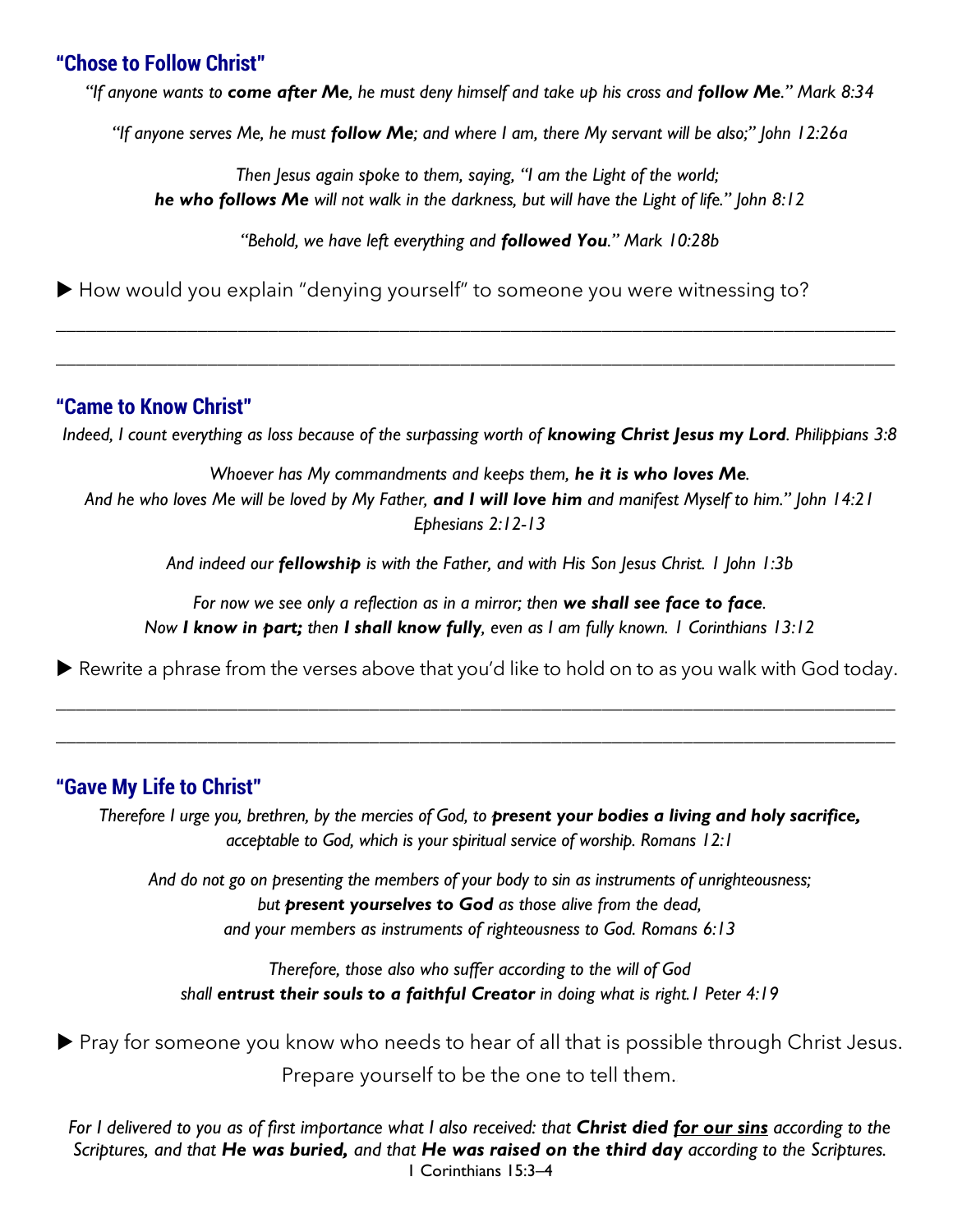## "Chose to Follow Christ"

*"If anyone wants to **come after Me**, he must deny himself and take up his cross and **follow Me**." Mark 8:34*

*"If anyone serves Me, he must **follow Me**; and where I am, there My servant will be also;" John 12:26a*

*Then Jesus again spoke to them, saying, "I am the Light of the world;*
***he who follows Me** will not walk in the darkness, but will have the Light of life." John 8:12*

*"Behold, we have left everything and **followed You**." Mark 10:28b*

▶ How would you explain "denying yourself" to someone you were witnessing to?

\_\_\_\_\_\_\_\_\_\_\_\_\_\_\_\_\_\_\_\_\_\_\_\_\_\_\_\_\_\_\_\_\_\_\_\_\_\_\_\_\_\_\_\_\_\_\_\_\_\_\_\_\_\_\_\_\_\_\_\_\_\_\_\_\_\_\_\_\_\_\_\_\_\_\_\_

\_\_\_\_\_\_\_\_\_\_\_\_\_\_\_\_\_\_\_\_\_\_\_\_\_\_\_\_\_\_\_\_\_\_\_\_\_\_\_\_\_\_\_\_\_\_\_\_\_\_\_\_\_\_\_\_\_\_\_\_\_\_\_\_\_\_\_\_\_\_\_\_\_\_\_\_

## "Came to Know Christ"

*Indeed, I count everything as loss because of the surpassing worth of **knowing Christ Jesus my Lord**. Philippians 3:8*

*Whoever has My commandments and keeps them, **he it is who loves Me**.*
*And he who loves Me will be loved by My Father, **and I will love him** and manifest Myself to him." John 14:21*
*Ephesians 2:12-13*

*And indeed our **fellowship** is with the Father, and with His Son Jesus Christ. 1 John 1:3b*

*For now we see only a reflection as in a mirror; then **we shall see face to face**.*
*Now **I know in part;** then **I shall know fully**, even as I am fully known. 1 Corinthians 13:12*

▶ Rewrite a phrase from the verses above that you'd like to hold on to as you walk with God today.

\_\_\_\_\_\_\_\_\_\_\_\_\_\_\_\_\_\_\_\_\_\_\_\_\_\_\_\_\_\_\_\_\_\_\_\_\_\_\_\_\_\_\_\_\_\_\_\_\_\_\_\_\_\_\_\_\_\_\_\_\_\_\_\_\_\_\_\_\_\_\_\_\_\_\_\_

\_\_\_\_\_\_\_\_\_\_\_\_\_\_\_\_\_\_\_\_\_\_\_\_\_\_\_\_\_\_\_\_\_\_\_\_\_\_\_\_\_\_\_\_\_\_\_\_\_\_\_\_\_\_\_\_\_\_\_\_\_\_\_\_\_\_\_\_\_\_\_\_\_\_\_\_

## "Gave My Life to Christ"

*Therefore I urge you, brethren, by the mercies of God, to **present your bodies a living and holy sacrifice,** acceptable to God, which is your spiritual service of worship. Romans 12:1*

*And do not go on presenting the members of your body to sin as instruments of unrighteousness;*
*but **present yourselves to God** as those alive from the dead,*
*and your members as instruments of righteousness to God. Romans 6:13*

*Therefore, those also who suffer according to the will of God*
*shall **entrust their souls to a faithful Creator** in doing what is right.1 Peter 4:19*

▶ Pray for someone you know who needs to hear of all that is possible through Christ Jesus.
Prepare yourself to be the one to tell them.

*For I delivered to you as of first importance what I also received: that **Christ died <u>for our sins</u>** according to the Scriptures, and that **He was buried,** and that **He was raised on the third day** according to the Scriptures.*
1 Corinthians 15:3–4